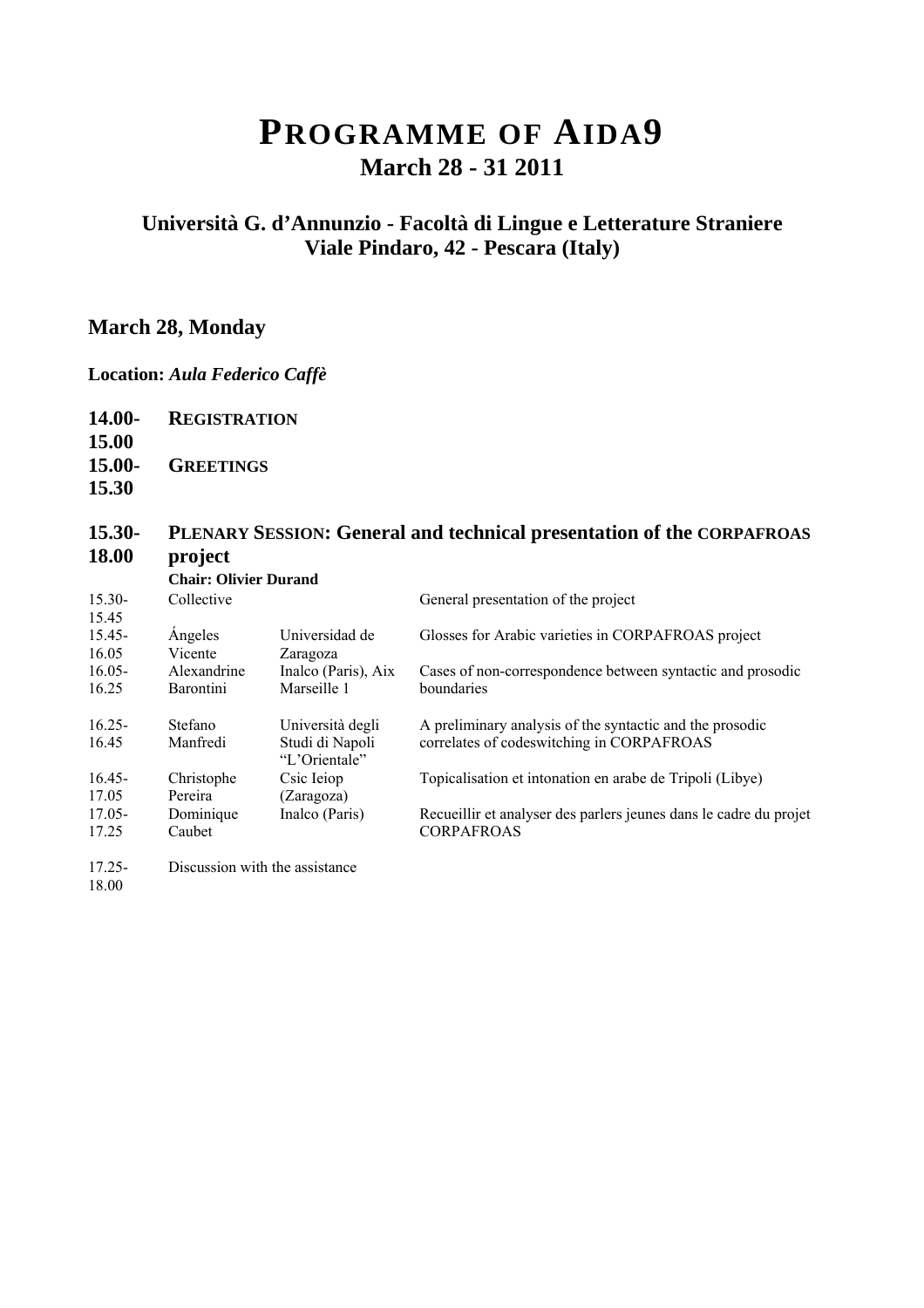// PROGRAMME OF AIDA9

## March 28 - 31 2011

### Università G. d'Annunzio - Facoltà di Lingue e Letterature Straniere
### Viale Pindaro, 42 - Pescara (Italy)

## March 28, Monday

**Location:** ***Aula Federico Caffè***

**14.00-15.00** **REGISTRATION**

**15.00-15.30** **GREETINGS**

**15.30-18.00** **PLENARY SESSION: General and technical presentation of the CORPAFROAS project**

**Chair: Olivier Durand**

| Time | Speaker | Affiliation | Title |
|---|---|---|---|
| 15.30-15.45 | Collective | | General presentation of the project |
| 15.45-16.05 | Ángeles Vicente | Universidad de Zaragoza | Glosses for Arabic varieties in CORPAFROAS project |
| 16.05-16.25 | Alexandrine Barontini | Inalco (Paris), Aix Marseille 1 | Cases of non-correspondence between syntactic and prosodic boundaries |
| 16.25-16.45 | Stefano Manfredi | Università degli Studi di Napoli "L'Orientale" | A preliminary analysis of the syntactic and the prosodic correlates of codeswitching in CORPAFROAS |
| 16.45-17.05 | Christophe Pereira | Csic Ieiop (Zaragoza) | Topicalisation et intonation en arabe de Tripoli (Libye) |
| 17.05-17.25 | Dominique Caubet | Inalco (Paris) | Recueillir et analyser des parlers jeunes dans le cadre du projet CORPAFROAS |
| 17.25-18.00 | Discussion with the assistance | | |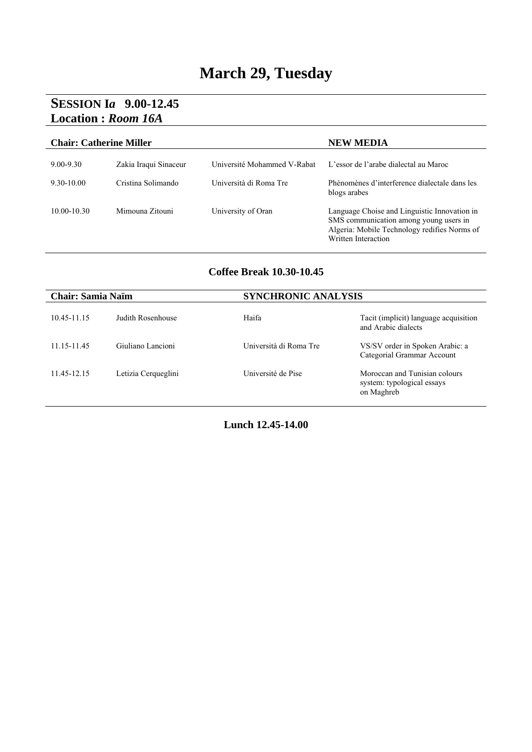# March 29, Tuesday

## SESSION I*a* 9.00-12.45
## Location : *Room 16A*

| **Chair: Catherine Miller** | | | **NEW MEDIA** |
|---|---|---|---|
| 9.00-9.30 | Zakia Iraqui Sinaceur | Université Mohammed V-Rabat | L'essor de l'arabe dialectal au Maroc |
| 9.30-10.00 | Cristina Solimando | Università di Roma Tre | Phénomènes d'interference dialectale dans les blogs arabes |
| 10.00-10.30 | Mimouna Zitouni | University of Oran | Language Choise and Linguistic Innovation in SMS communication among young users in Algeria: Mobile Technology redifies Norms of Written Interaction |

**Coffee Break 10.30-10.45**

| **Chair: Samia Naïm** | | **SYNCHRONIC ANALYSIS** | |
|---|---|---|---|
| 10.45-11.15 | Judith Rosenhouse | Haifa | Tacit (implicit) language acquisition and Arabic dialects |
| 11.15-11.45 | Giuliano Lancioni | Università di Roma Tre | VS/SV order in Spoken Arabic: a Categorial Grammar Account |
| 11.45-12.15 | Letizia Cerqueglini | Université de Pise | Moroccan and Tunisian colours system: typological essays on Maghreb |

**Lunch 12.45-14.00**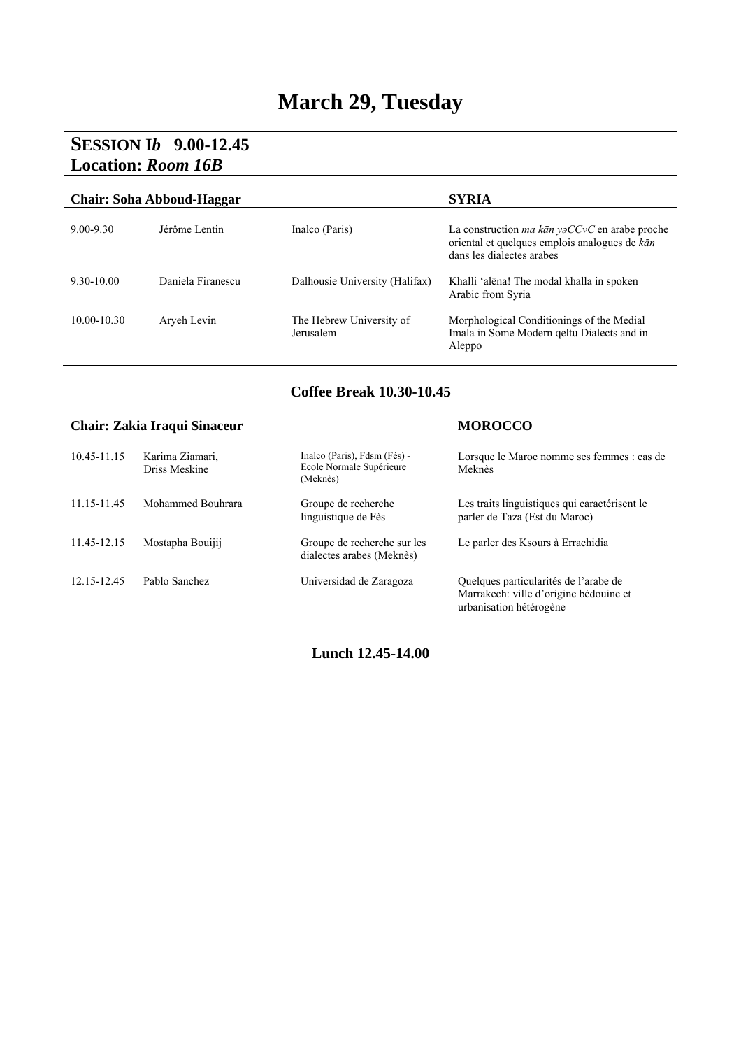# March 29, Tuesday

## SESSION I*b* 9.00-12.45
## Location: *Room 16B*

| **Chair: Soha Abboud-Haggar** | | | **SYRIA** |
|---|---|---|---|
| 9.00-9.30 | Jérôme Lentin | Inalco (Paris) | La construction *ma kān yəCCvC* en arabe proche oriental et quelques emplois analogues de *kān* dans les dialectes arabes |
| 9.30-10.00 | Daniela Firanescu | Dalhousie University (Halifax) | Khalli 'alēna! The modal khalla in spoken Arabic from Syria |
| 10.00-10.30 | Aryeh Levin | The Hebrew University of Jerusalem | Morphological Conditionings of the Medial Imala in Some Modern qeltu Dialects and in Aleppo |

**Coffee Break 10.30-10.45**

| **Chair: Zakia Iraqui Sinaceur** | | | **MOROCCO** |
|---|---|---|---|
| 10.45-11.15 | Karima Ziamari, Driss Meskine | Inalco (Paris), Fdsm (Fès) - Ecole Normale Supérieure (Meknès) | Lorsque le Maroc nomme ses femmes : cas de Meknès |
| 11.15-11.45 | Mohammed Bouhrara | Groupe de recherche linguistique de Fès | Les traits linguistiques qui caractérisent le parler de Taza (Est du Maroc) |
| 11.45-12.15 | Mostapha Bouijij | Groupe de recherche sur les dialectes arabes (Meknès) | Le parler des Ksours à Errachidia |
| 12.15-12.45 | Pablo Sanchez | Universidad de Zaragoza | Quelques particularités de l'arabe de Marrakech: ville d'origine bédouine et urbanisation hétérogène |

**Lunch 12.45-14.00**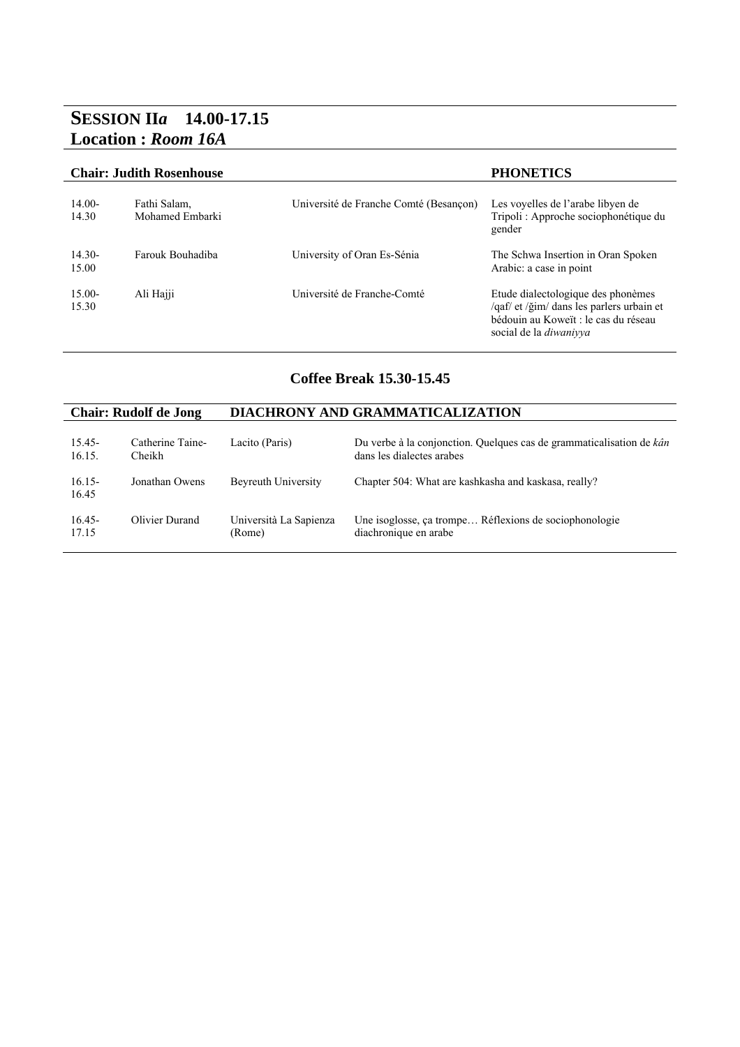# SESSION II*a* 14.00-17.15
## Location : *Room 16A*

**Chair: Judith Rosenhouse** **PHONETICS**

| | | | |
|---|---|---|---|
| 14.00-14.30 | Fathi Salam, Mohamed Embarki | Université de Franche Comté (Besançon) | Les voyelles de l'arabe libyen de Tripoli : Approche sociophonétique du gender |
| 14.30-15.00 | Farouk Bouhadiba | University of Oran Es-Sénia | The Schwa Insertion in Oran Spoken Arabic: a case in point |
| 15.00-15.30 | Ali Hajji | Université de Franche-Comté | Etude dialectologique des phonèmes /qaf/ et /ğim/ dans les parlers urbain et bédouin au Koweït : le cas du réseau social de la *diwaniyya* |

**Coffee Break 15.30-15.45**

**Chair: Rudolf de Jong** **DIACHRONY AND GRAMMATICALIZATION**

| | | | |
|---|---|---|---|
| 15.45-16.15. | Catherine Taine-Cheikh | Lacito (Paris) | Du verbe à la conjonction. Quelques cas de grammaticalisation de *kân* dans les dialectes arabes |
| 16.15-16.45 | Jonathan Owens | Beyreuth University | Chapter 504: What are kashkasha and kaskasa, really? |
| 16.45-17.15 | Olivier Durand | Università La Sapienza (Rome) | Une isoglosse, ça trompe… Réflexions de sociophonologie diachronique en arabe |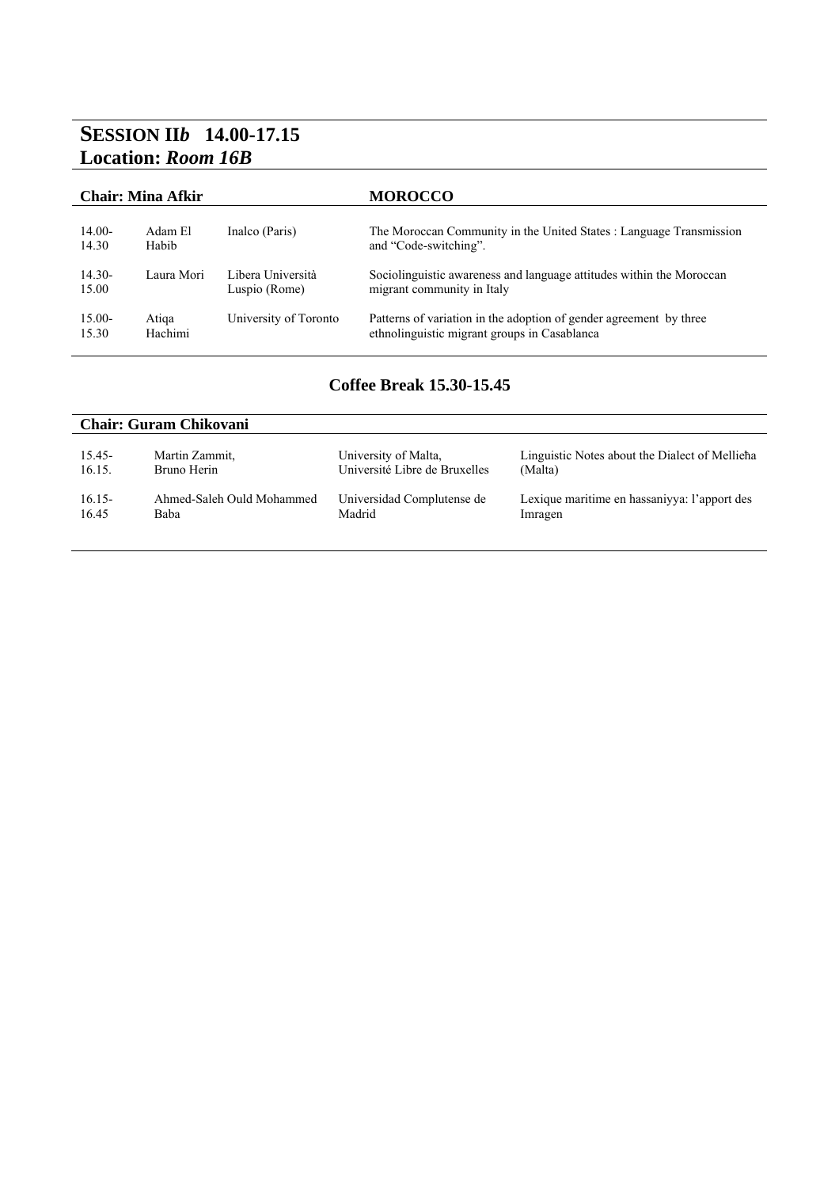# SESSION II*b* 14.00-17.15

## Location: *Room 16B*

**Chair: Mina Afkir** **MOROCCO**

| | | | |
|---|---|---|---|
| 14.00-14.30 | Adam El Habib | Inalco (Paris) | The Moroccan Community in the United States : Language Transmission and "Code-switching". |
| 14.30-15.00 | Laura Mori | Libera Università Luspio (Rome) | Sociolinguistic awareness and language attitudes within the Moroccan migrant community in Italy |
| 15.00-15.30 | Atiqa Hachimi | University of Toronto | Patterns of variation in the adoption of gender agreement by three ethnolinguistic migrant groups in Casablanca |

### Coffee Break 15.30-15.45

**Chair: Guram Chikovani**

| | | | |
|---|---|---|---|
| 15.45-16.15. | Martin Zammit, Bruno Herin | University of Malta, Université Libre de Bruxelles | Linguistic Notes about the Dialect of Mellieħa (Malta) |
| 16.15-16.45 | Ahmed-Saleh Ould Mohammed Baba | Universidad Complutense de Madrid | Lexique maritime en hassaniyya: l'apport des Imragen |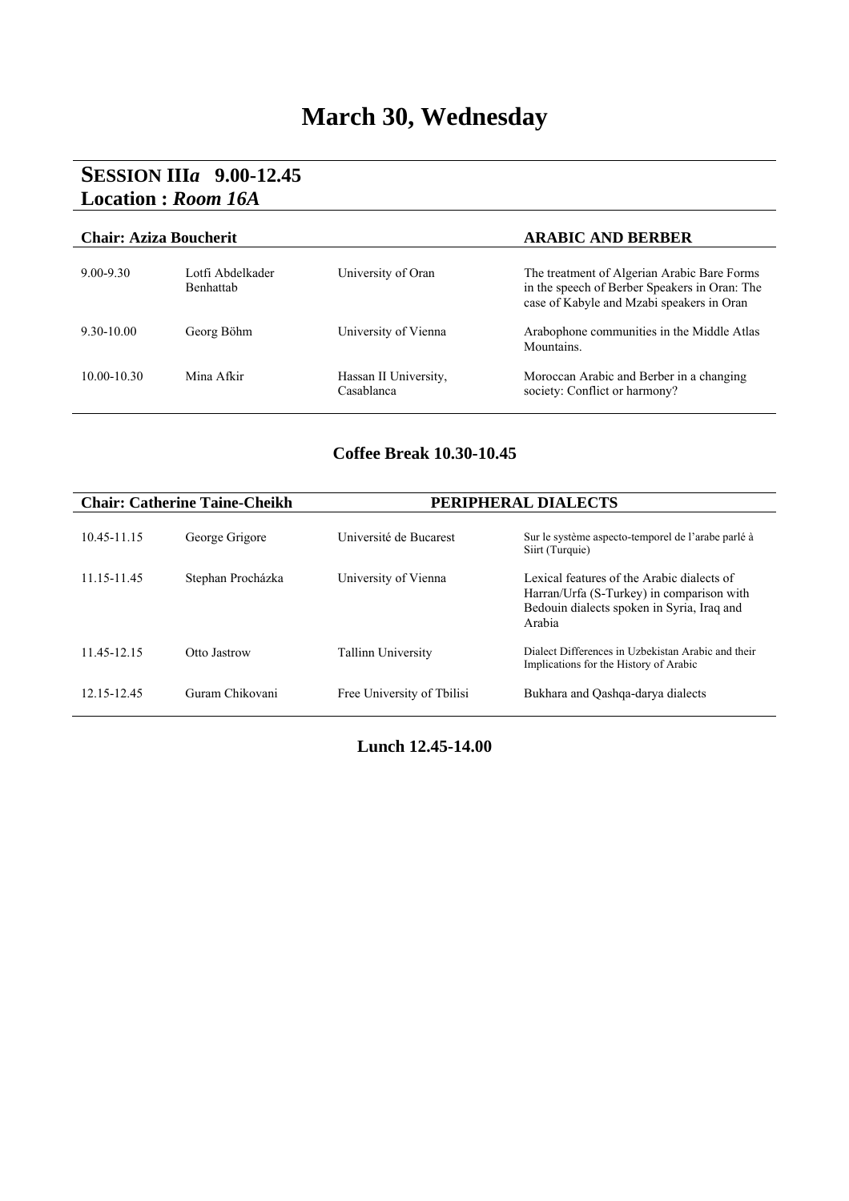# March 30, Wednesday

## SESSION III*a* 9.00-12.45
## Location : *Room 16A*

| **Chair: Aziza Boucherit** | | | **ARABIC AND BERBER** |
|---|---|---|---|
| 9.00-9.30 | Lotfi Abdelkader Benhattab | University of Oran | The treatment of Algerian Arabic Bare Forms in the speech of Berber Speakers in Oran: The case of Kabyle and Mzabi speakers in Oran |
| 9.30-10.00 | Georg Böhm | University of Vienna | Arabophone communities in the Middle Atlas Mountains. |
| 10.00-10.30 | Mina Afkir | Hassan II University, Casablanca | Moroccan Arabic and Berber in a changing society: Conflict or harmony? |

**Coffee Break 10.30-10.45**

| **Chair: Catherine Taine-Cheikh** | | **PERIPHERAL DIALECTS** | |
|---|---|---|---|
| 10.45-11.15 | George Grigore | Université de Bucarest | Sur le système aspecto-temporel de l'arabe parlé à Siirt (Turquie) |
| 11.15-11.45 | Stephan Procházka | University of Vienna | Lexical features of the Arabic dialects of Harran/Urfa (S-Turkey) in comparison with Bedouin dialects spoken in Syria, Iraq and Arabia |
| 11.45-12.15 | Otto Jastrow | Tallinn University | Dialect Differences in Uzbekistan Arabic and their Implications for the History of Arabic |
| 12.15-12.45 | Guram Chikovani | Free University of Tbilisi | Bukhara and Qashqa-darya dialects |

**Lunch 12.45-14.00**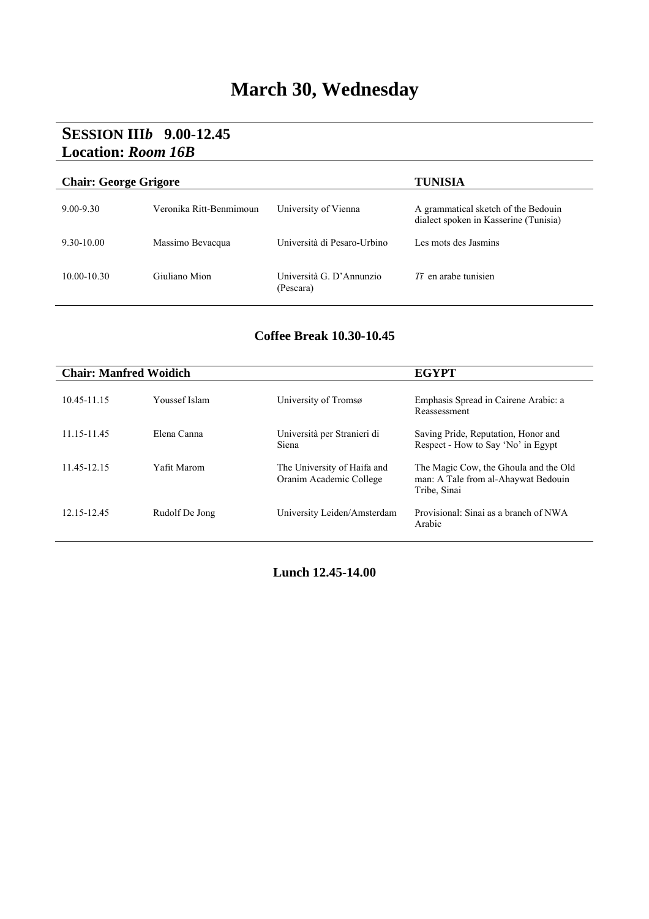# March 30, Wednesday

## SESSION III*b* 9.00-12.45
## Location: *Room 16B*

| **Chair: George Grigore** | | | **TUNISIA** |
|---|---|---|---|
| 9.00-9.30 | Veronika Ritt-Benmimoun | University of Vienna | A grammatical sketch of the Bedouin dialect spoken in Kasserine (Tunisia) |
| 9.30-10.00 | Massimo Bevacqua | Università di Pesaro-Urbino | Les mots des Jasmins |
| 10.00-10.30 | Giuliano Mion | Università G. D'Annunzio (Pescara) | *Tī* en arabe tunisien |

**Coffee Break 10.30-10.45**

| **Chair: Manfred Woidich** | | | **EGYPT** |
|---|---|---|---|
| 10.45-11.15 | Youssef Islam | University of Tromsø | Emphasis Spread in Cairene Arabic: a Reassessment |
| 11.15-11.45 | Elena Canna | Università per Stranieri di Siena | Saving Pride, Reputation, Honor and Respect - How to Say 'No' in Egypt |
| 11.45-12.15 | Yafit Marom | The University of Haifa and Oranim Academic College | The Magic Cow, the Ghoula and the Old man: A Tale from al-Ahaywat Bedouin Tribe, Sinai |
| 12.15-12.45 | Rudolf De Jong | University Leiden/Amsterdam | Provisional: Sinai as a branch of NWA Arabic |

**Lunch 12.45-14.00**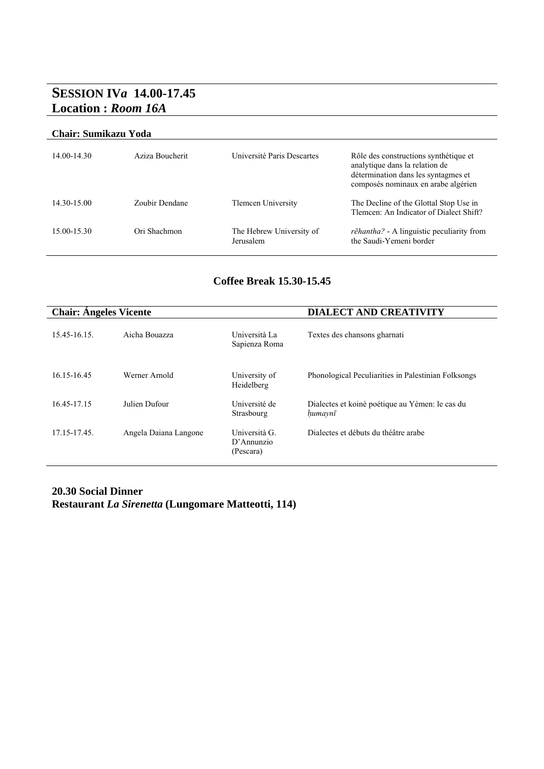## SESSION IV*a* 14.00-17.45
## Location : *Room 16A*

**Chair: Sumikazu Yoda**

| | | | |
|---|---|---|---|
| 14.00-14.30 | Aziza Boucherit | Université Paris Descartes | Rôle des constructions synthétique et analytique dans la relation de détermination dans les syntagmes et composés nominaux en arabe algérien |
| 14.30-15.00 | Zoubir Dendane | Tlemcen University | The Decline of the Glottal Stop Use in Tlemcen: An Indicator of Dialect Shift? |
| 15.00-15.30 | Ori Shachmon | The Hebrew University of Jerusalem | *rēhantha?* - A linguistic peculiarity from the Saudi-Yemeni border |

**Coffee Break 15.30-15.45**

**Chair: Ángeles Vicente** — **DIALECT AND CREATIVITY**

| | | | |
|---|---|---|---|
| 15.45-16.15. | Aicha Bouazza | Università La Sapienza Roma | Textes des chansons gharnati |
| 16.15-16.45 | Werner Arnold | University of Heidelberg | Phonological Peculiarities in Palestinian Folksongs |
| 16.45-17.15 | Julien Dufour | Université de Strasbourg | Dialectes et koinè poétique au Yémen: le cas du *ḥumaynī* |
| 17.15-17.45. | Angela Daiana Langone | Università G. D'Annunzio (Pescara) | Dialectes et débuts du théâtre arabe |

**20.30 Social Dinner**
**Restaurant *La Sirenetta* (Lungomare Matteotti, 114)**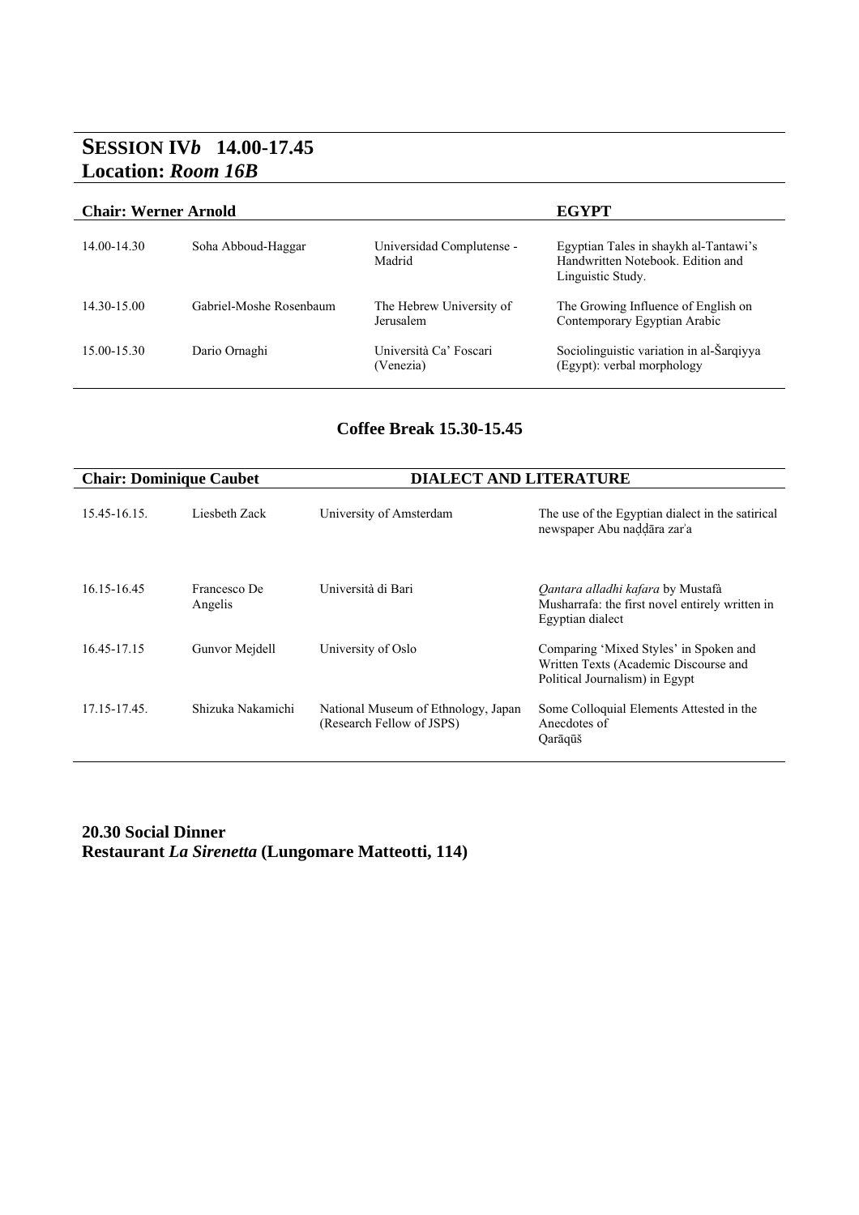## **SESSION IV*b*  14.00-17.45**
## **Location:** ***Room 16B***

| **Chair: Werner Arnold** | | | **EGYPT** |
|---|---|---|---|
| 14.00-14.30 | Soha Abboud-Haggar | Universidad Complutense - Madrid | Egyptian Tales in shaykh al-Tantawi's Handwritten Notebook. Edition and Linguistic Study. |
| 14.30-15.00 | Gabriel-Moshe Rosenbaum | The Hebrew University of Jerusalem | The Growing Influence of English on Contemporary Egyptian Arabic |
| 15.00-15.30 | Dario Ornaghi | Università Ca' Foscari (Venezia) | Sociolinguistic variation in al-Šarqiyya (Egypt): verbal morphology |

**Coffee Break 15.30-15.45**

| **Chair: Dominique Caubet** | | **DIALECT AND LITERATURE** | |
|---|---|---|---|
| 15.45-16.15. | Liesbeth Zack | University of Amsterdam | The use of the Egyptian dialect in the satirical newspaper Abu naḍḍāra zarʾa |
| 16.15-16.45 | Francesco De Angelis | Università di Bari | *Qantara alladhi kafara* by Mustafà Musharrafa: the first novel entirely written in Egyptian dialect |
| 16.45-17.15 | Gunvor Mejdell | University of Oslo | Comparing 'Mixed Styles' in Spoken and Written Texts (Academic Discourse and Political Journalism) in Egypt |
| 17.15-17.45. | Shizuka Nakamichi | National Museum of Ethnology, Japan (Research Fellow of JSPS) | Some Colloquial Elements Attested in the Anecdotes of Qarāqūš |

**20.30 Social Dinner**
**Restaurant *La Sirenetta* (Lungomare Matteotti, 114)**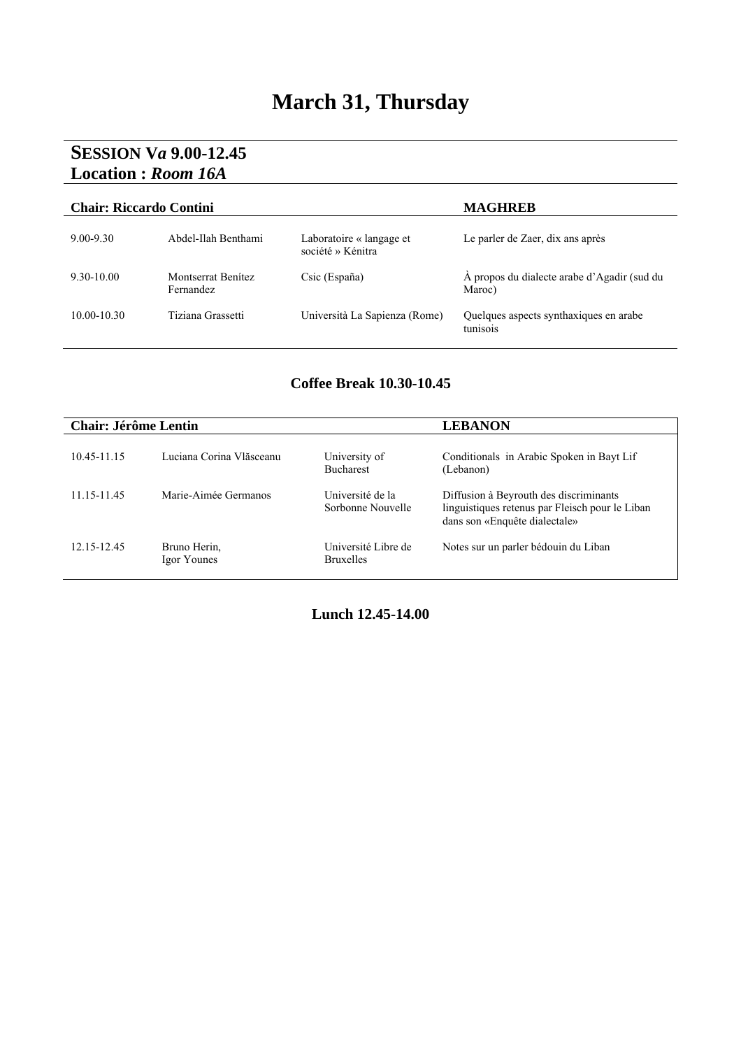# March 31, Thursday

## SESSION V*a* 9.00-12.45
## Location : *Room 16A*

| **Chair: Riccardo Contini** | | | **MAGHREB** |
|---|---|---|---|
| 9.00-9.30 | Abdel-Ilah Benthami | Laboratoire « langage et société » Kénitra | Le parler de Zaer, dix ans après |
| 9.30-10.00 | Montserrat Benítez Fernandez | Csic (España) | À propos du dialecte arabe d'Agadir (sud du Maroc) |
| 10.00-10.30 | Tiziana Grassetti | Università La Sapienza (Rome) | Quelques aspects synthaxiques en arabe tunisois |

**Coffee Break 10.30-10.45**

| **Chair: Jérôme Lentin** | | | **LEBANON** |
|---|---|---|---|
| 10.45-11.15 | Luciana Corina Vlăsceanu | University of Bucharest | Conditionals in Arabic Spoken in Bayt Lif (Lebanon) |
| 11.15-11.45 | Marie-Aimée Germanos | Université de la Sorbonne Nouvelle | Diffusion à Beyrouth des discriminants linguistiques retenus par Fleisch pour le Liban dans son «Enquête dialectale» |
| 12.15-12.45 | Bruno Herin, Igor Younes | Université Libre de Bruxelles | Notes sur un parler bédouin du Liban |

**Lunch 12.45-14.00**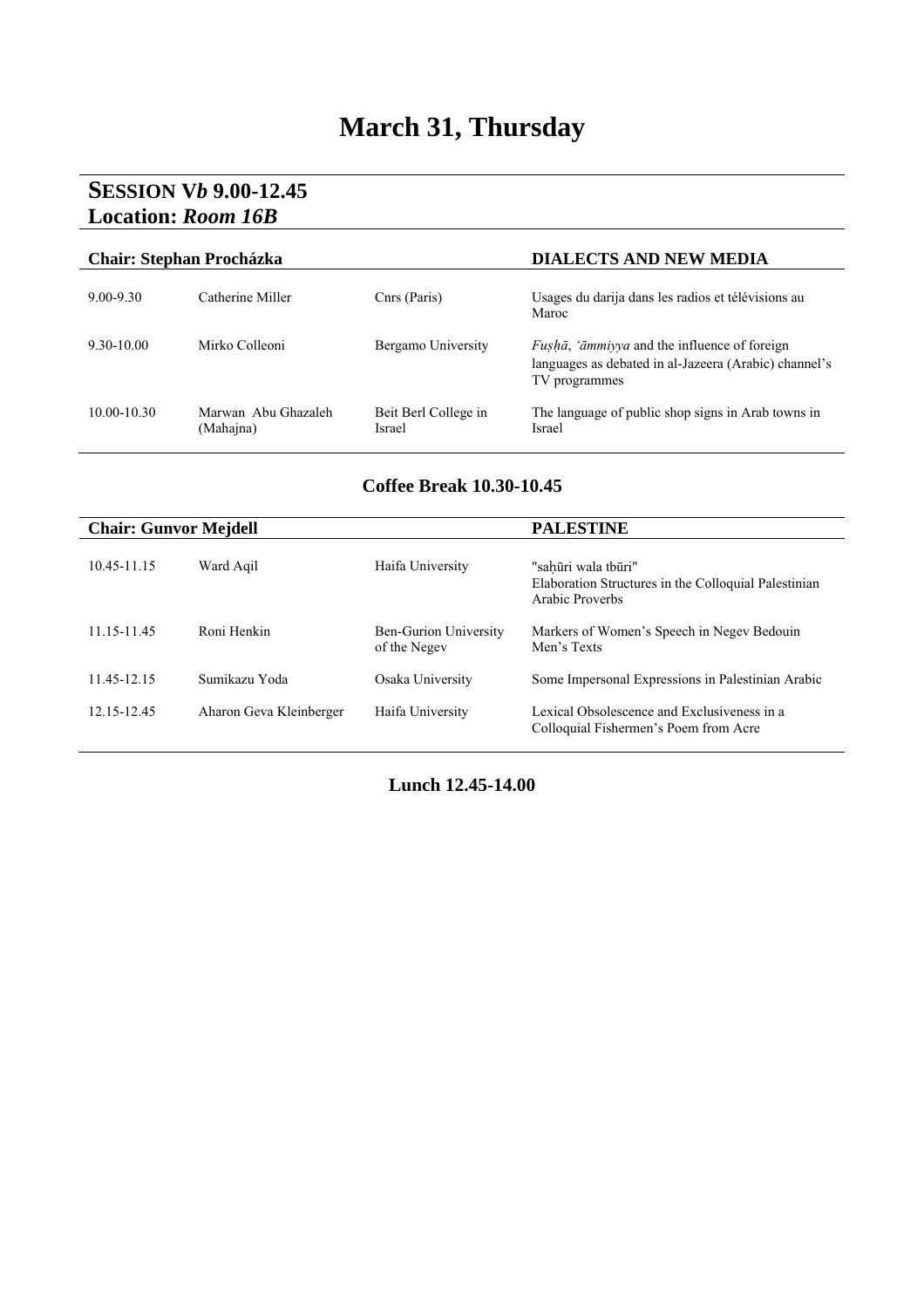# March 31, Thursday

## SESSION V*b* 9.00-12.45
## Location: *Room 16B*

| **Chair: Stephan Procházka** | | | **DIALECTS AND NEW MEDIA** |
|---|---|---|---|
| 9.00-9.30 | Catherine Miller | Cnrs (Paris) | Usages du darija dans les radios et télévisions au Maroc |
| 9.30-10.00 | Mirko Colleoni | Bergamo University | *Fuṣḥā*, *ʿāmmiyya* and the influence of foreign languages as debated in al-Jazeera (Arabic) channel's TV programmes |
| 10.00-10.30 | Marwan Abu Ghazaleh (Mahajna) | Beit Berl College in Israel | The language of public shop signs in Arab towns in Israel |

**Coffee Break 10.30-10.45**

| **Chair: Gunvor Mejdell** | | | **PALESTINE** |
|---|---|---|---|
| 10.45-11.15 | Ward Aqil | Haifa University | "saḥūri wala tbūri" Elaboration Structures in the Colloquial Palestinian Arabic Proverbs |
| 11.15-11.45 | Roni Henkin | Ben-Gurion University of the Negev | Markers of Women's Speech in Negev Bedouin Men's Texts |
| 11.45-12.15 | Sumikazu Yoda | Osaka University | Some Impersonal Expressions in Palestinian Arabic |
| 12.15-12.45 | Aharon Geva Kleinberger | Haifa University | Lexical Obsolescence and Exclusiveness in a Colloquial Fishermen's Poem from Acre |

**Lunch 12.45-14.00**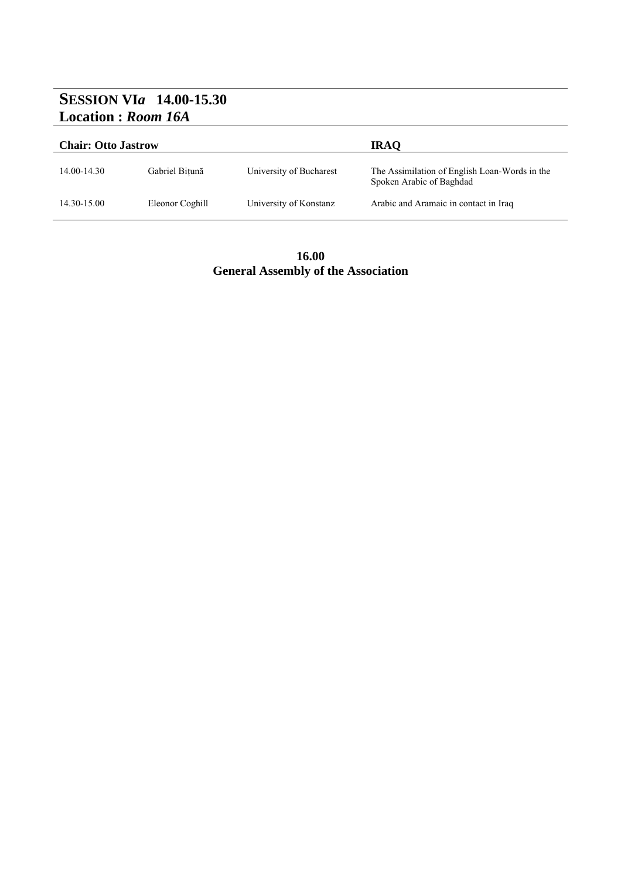## **SESSION VI*a*   14.00-15.30**
## **Location : *Room 16A***

| **Chair: Otto Jastrow** | | | **IRAQ** |
|---|---|---|---|
| 14.00-14.30 | Gabriel Bițună | University of Bucharest | The Assimilation of English Loan-Words in the Spoken Arabic of Baghdad |
| 14.30-15.00 | Eleonor Coghill | University of Konstanz | Arabic and Aramaic in contact in Iraq |

**16.00**
**General Assembly of the Association**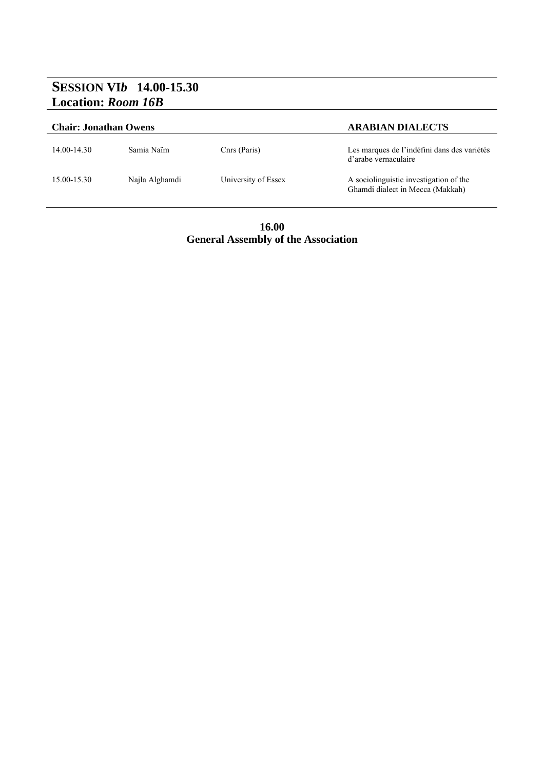## **SESSION VI*b*  14.00-15.30**
## **Location: *Room 16B***

| **Chair: Jonathan Owens** | | | **ARABIAN DIALECTS** |
|---|---|---|---|
| 14.00-14.30 | Samia Naïm | Cnrs (Paris) | Les marques de l'indéfini dans des variétés d'arabe vernaculaire |
| 15.00-15.30 | Najla Alghamdi | University of Essex | A sociolinguistic investigation of the Ghamdi dialect in Mecca (Makkah) |

**16.00**
**General Assembly of the Association**